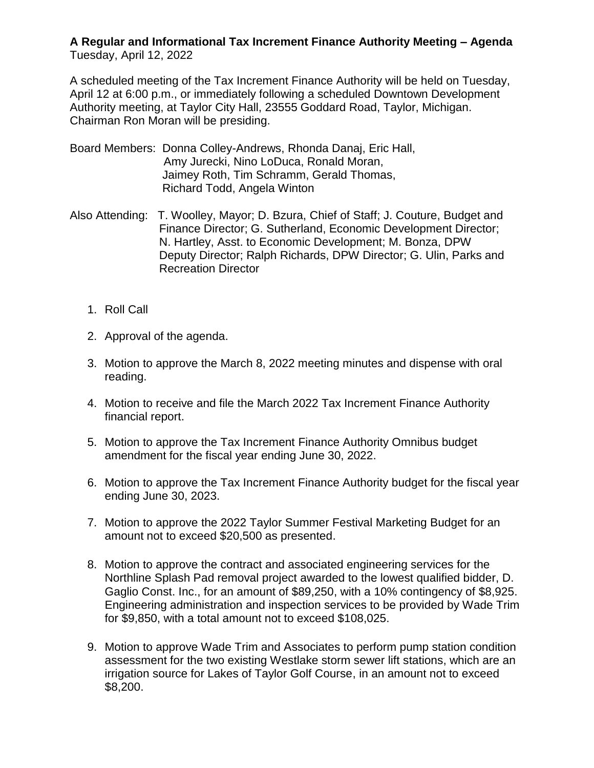**A Regular and Informational Tax Increment Finance Authority Meeting – Agenda**
Tuesday, April 12, 2022

A scheduled meeting of the Tax Increment Finance Authority will be held on Tuesday, April 12 at 6:00 p.m., or immediately following a scheduled Downtown Development Authority meeting, at Taylor City Hall, 23555 Goddard Road, Taylor, Michigan. Chairman Ron Moran will be presiding.

Board Members: Donna Colley-Andrews, Rhonda Danaj, Eric Hall, Amy Jurecki, Nino LoDuca, Ronald Moran, Jaimey Roth, Tim Schramm, Gerald Thomas, Richard Todd, Angela Winton

Also Attending: T. Woolley, Mayor; D. Bzura, Chief of Staff; J. Couture, Budget and Finance Director; G. Sutherland, Economic Development Director; N. Hartley, Asst. to Economic Development; M. Bonza, DPW Deputy Director; Ralph Richards, DPW Director; G. Ulin, Parks and Recreation Director

1. Roll Call
2. Approval of the agenda.
3. Motion to approve the March 8, 2022 meeting minutes and dispense with oral reading.
4. Motion to receive and file the March 2022 Tax Increment Finance Authority financial report.
5. Motion to approve the Tax Increment Finance Authority Omnibus budget amendment for the fiscal year ending June 30, 2022.
6. Motion to approve the Tax Increment Finance Authority budget for the fiscal year ending June 30, 2023.
7. Motion to approve the 2022 Taylor Summer Festival Marketing Budget for an amount not to exceed $20,500 as presented.
8. Motion to approve the contract and associated engineering services for the Northline Splash Pad removal project awarded to the lowest qualified bidder, D. Gaglio Const. Inc., for an amount of $89,250, with a 10% contingency of $8,925. Engineering administration and inspection services to be provided by Wade Trim for $9,850, with a total amount not to exceed $108,025.
9. Motion to approve Wade Trim and Associates to perform pump station condition assessment for the two existing Westlake storm sewer lift stations, which are an irrigation source for Lakes of Taylor Golf Course, in an amount not to exceed $8,200.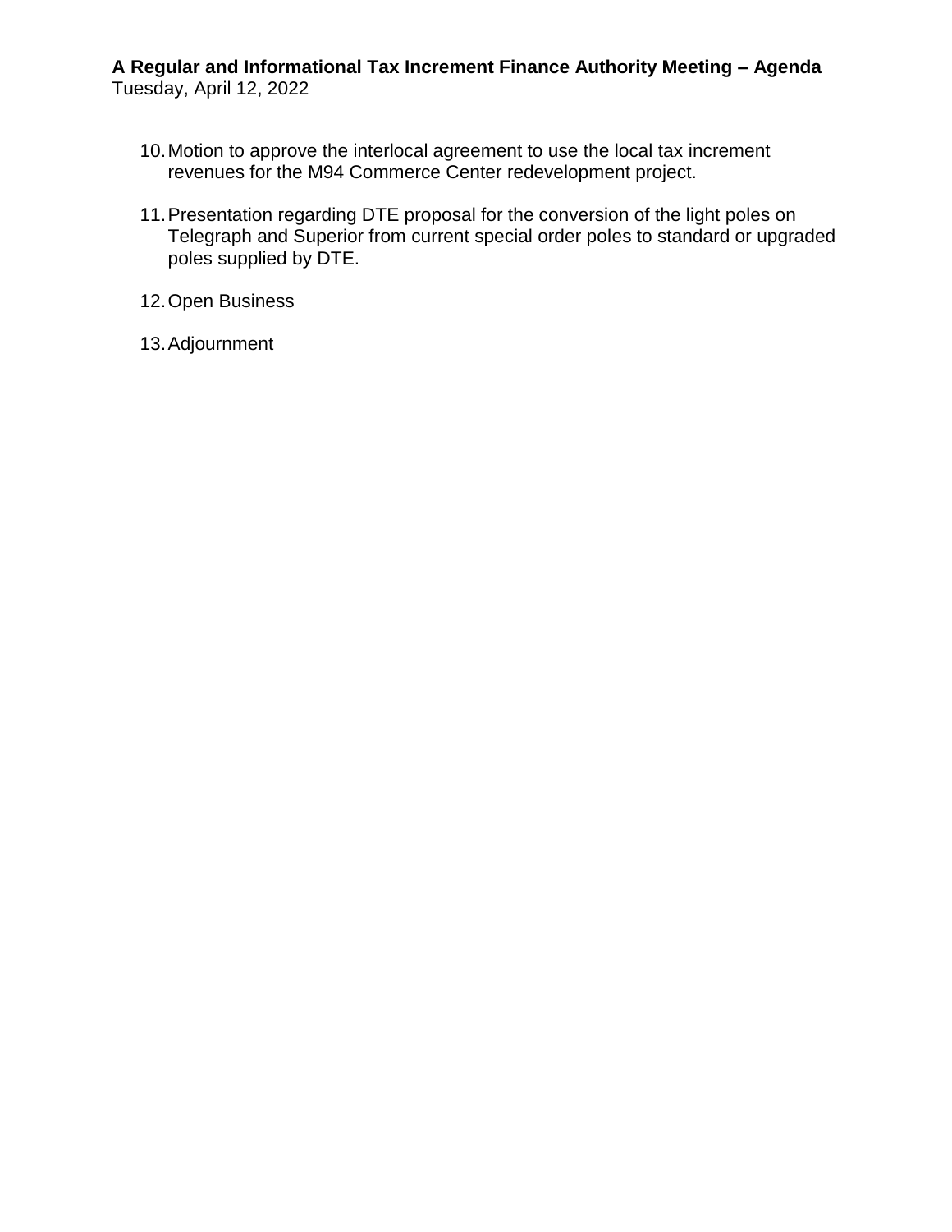10. Motion to approve the interlocal agreement to use the local tax increment revenues for the M94 Commerce Center redevelopment project.

11. Presentation regarding DTE proposal for the conversion of the light poles on Telegraph and Superior from current special order poles to standard or upgraded poles supplied by DTE.

12. Open Business

13. Adjournment